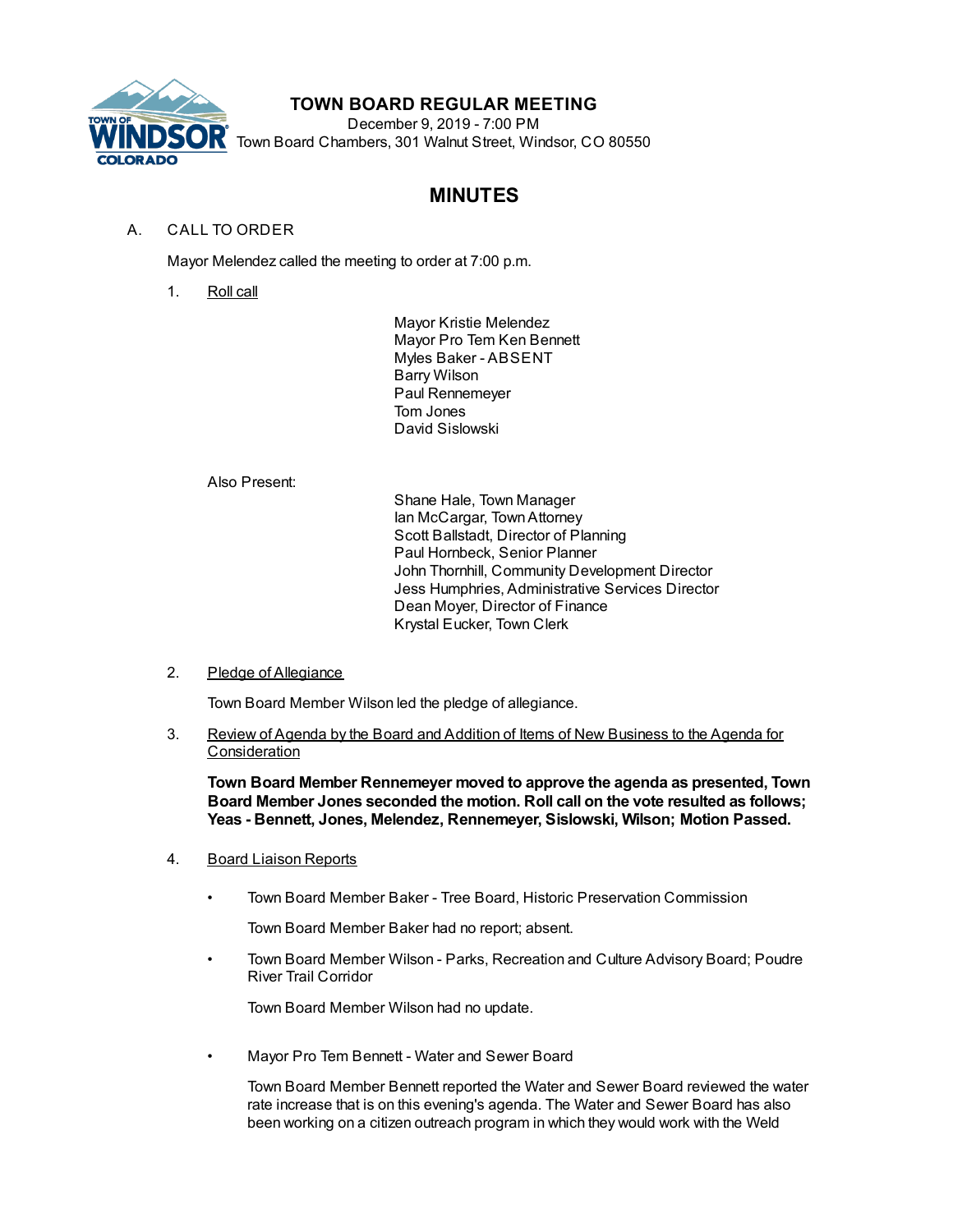# TOWN BOARD REGULAR MEETING

December 9, 2019 - 7:00 PM
Town Board Chambers, 301 Walnut Street, Windsor, CO 80550

## MINUTES

A. CALL TO ORDER

Mayor Melendez called the meeting to order at 7:00 p.m.

1. Roll call

   Mayor Kristie Melendez
   Mayor Pro Tem Ken Bennett
   Myles Baker - ABSENT
   Barry Wilson
   Paul Rennemeyer
   Tom Jones
   David Sislowski

   Also Present:

   Shane Hale, Town Manager
   Ian McCargar, Town Attorney
   Scott Ballstadt, Director of Planning
   Paul Hornbeck, Senior Planner
   John Thornhill, Community Development Director
   Jess Humphries, Administrative Services Director
   Dean Moyer, Director of Finance
   Krystal Eucker, Town Clerk

2. Pledge of Allegiance

   Town Board Member Wilson led the pledge of allegiance.

3. Review of Agenda by the Board and Addition of Items of New Business to the Agenda for Consideration

   **Town Board Member Rennemeyer moved to approve the agenda as presented, Town Board Member Jones seconded the motion. Roll call on the vote resulted as follows; Yeas - Bennett, Jones, Melendez, Rennemeyer, Sislowski, Wilson; Motion Passed.**

4. Board Liaison Reports

   - Town Board Member Baker - Tree Board, Historic Preservation Commission

     Town Board Member Baker had no report; absent.

   - Town Board Member Wilson - Parks, Recreation and Culture Advisory Board; Poudre River Trail Corridor

     Town Board Member Wilson had no update.

   - Mayor Pro Tem Bennett - Water and Sewer Board

     Town Board Member Bennett reported the Water and Sewer Board reviewed the water rate increase that is on this evening's agenda. The Water and Sewer Board has also been working on a citizen outreach program in which they would work with the Weld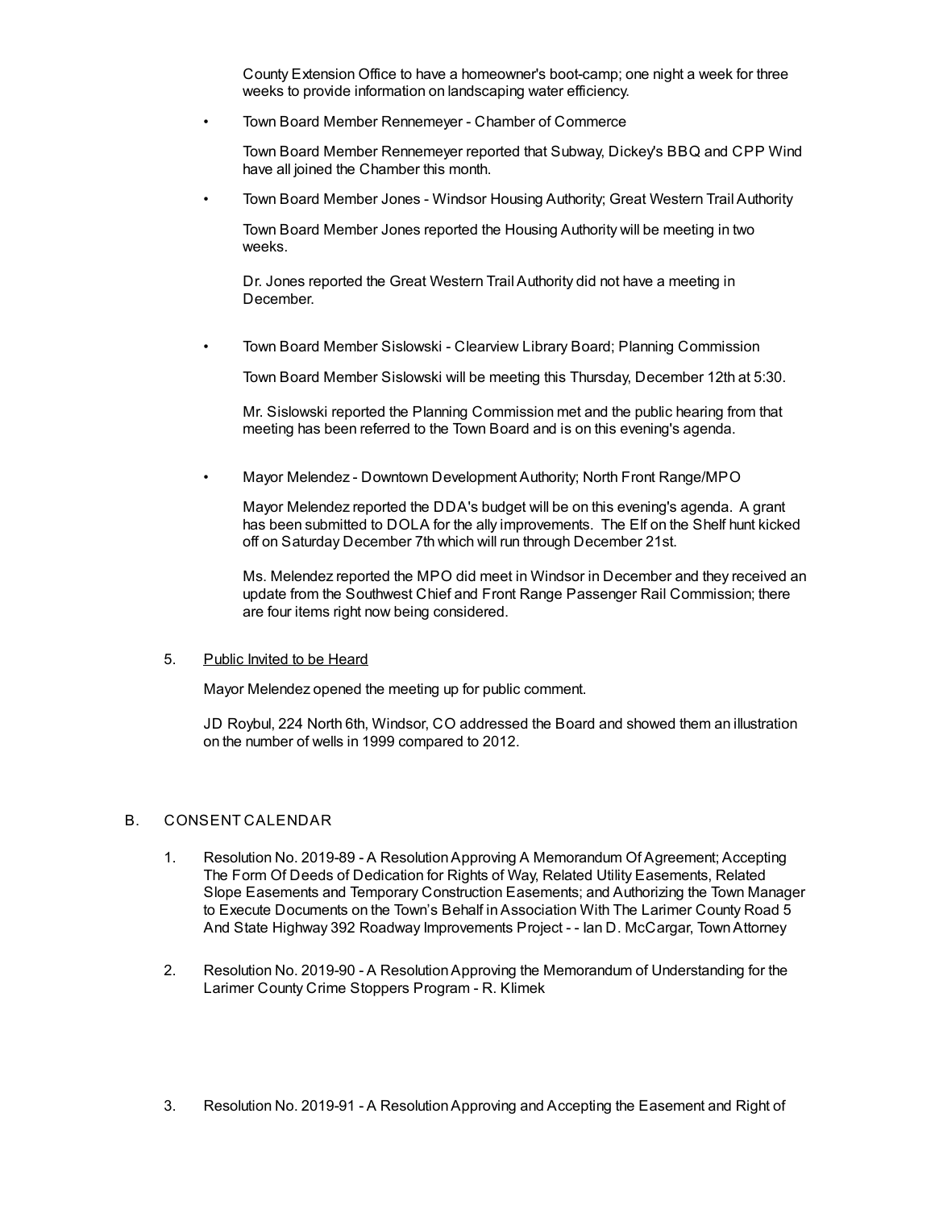County Extension Office to have a homeowner's boot-camp; one night a week for three weeks to provide information on landscaping water efficiency.

- Town Board Member Rennemeyer - Chamber of Commerce

  Town Board Member Rennemeyer reported that Subway, Dickey's BBQ and CPP Wind have all joined the Chamber this month.

- Town Board Member Jones - Windsor Housing Authority; Great Western Trail Authority

  Town Board Member Jones reported the Housing Authority will be meeting in two weeks.

  Dr. Jones reported the Great Western Trail Authority did not have a meeting in December.

- Town Board Member Sislowski - Clearview Library Board; Planning Commission

  Town Board Member Sislowski will be meeting this Thursday, December 12th at 5:30.

  Mr. Sislowski reported the Planning Commission met and the public hearing from that meeting has been referred to the Town Board and is on this evening's agenda.

- Mayor Melendez - Downtown Development Authority; North Front Range/MPO

  Mayor Melendez reported the DDA's budget will be on this evening's agenda. A grant has been submitted to DOLA for the ally improvements. The Elf on the Shelf hunt kicked off on Saturday December 7th which will run through December 21st.

  Ms. Melendez reported the MPO did meet in Windsor in December and they received an update from the Southwest Chief and Front Range Passenger Rail Commission; there are four items right now being considered.

5. Public Invited to be Heard

   Mayor Melendez opened the meeting up for public comment.

   JD Roybul, 224 North 6th, Windsor, CO addressed the Board and showed them an illustration on the number of wells in 1999 compared to 2012.

## B. CONSENT CALENDAR

1. Resolution No. 2019-89 - A Resolution Approving A Memorandum Of Agreement; Accepting The Form Of Deeds of Dedication for Rights of Way, Related Utility Easements, Related Slope Easements and Temporary Construction Easements; and Authorizing the Town Manager to Execute Documents on the Town's Behalf in Association With The Larimer County Road 5 And State Highway 392 Roadway Improvements Project - - Ian D. McCargar, Town Attorney

2. Resolution No. 2019-90 - A Resolution Approving the Memorandum of Understanding for the Larimer County Crime Stoppers Program - R. Klimek

3. Resolution No. 2019-91 - A Resolution Approving and Accepting the Easement and Right of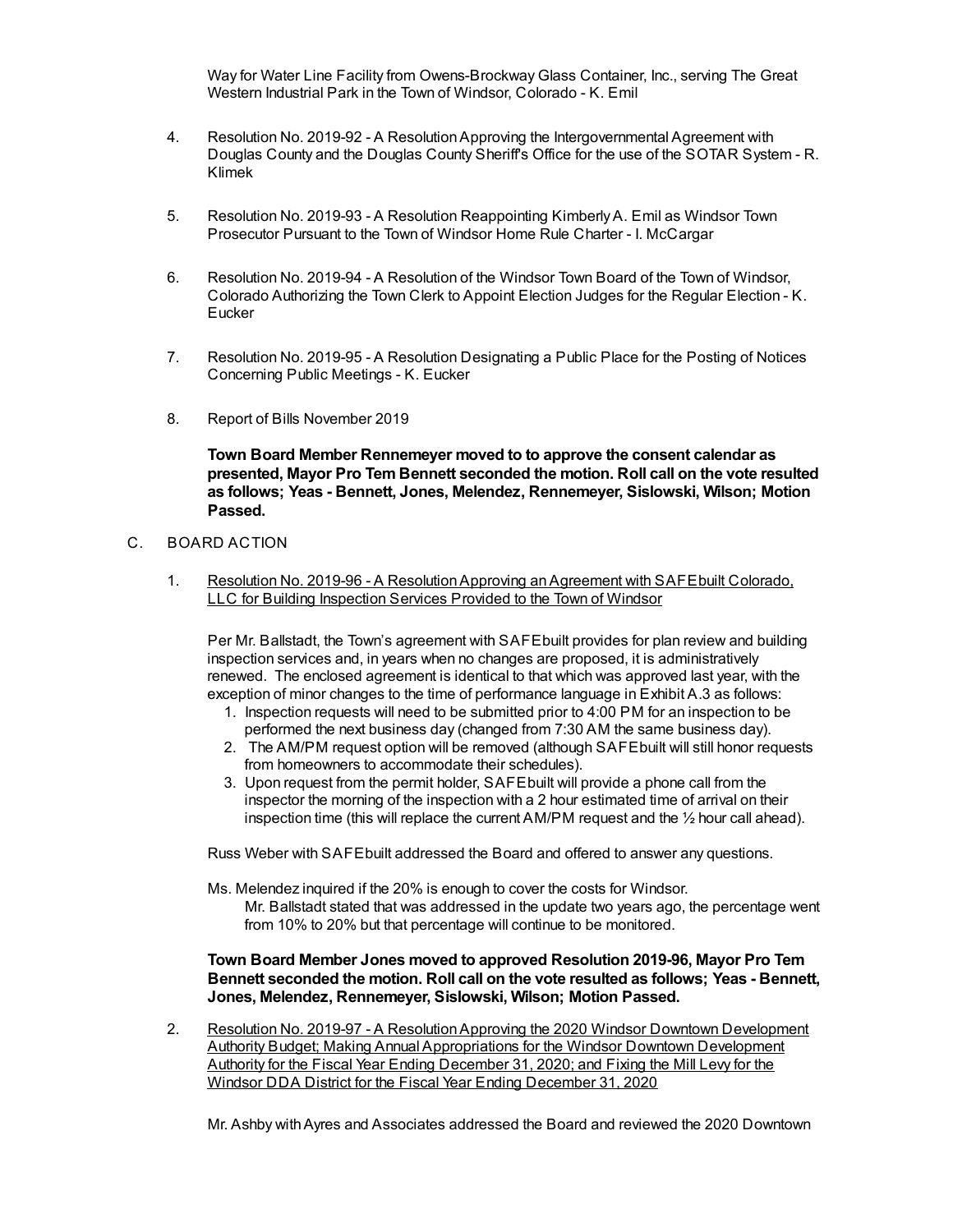Way for Water Line Facility from Owens-Brockway Glass Container, Inc., serving The Great Western Industrial Park in the Town of Windsor, Colorado - K. Emil

4. Resolution No. 2019-92 - A Resolution Approving the Intergovernmental Agreement with Douglas County and the Douglas County Sheriff's Office for the use of the SOTAR System - R. Klimek

5. Resolution No. 2019-93 - A Resolution Reappointing Kimberly A. Emil as Windsor Town Prosecutor Pursuant to the Town of Windsor Home Rule Charter - I. McCargar

6. Resolution No. 2019-94 - A Resolution of the Windsor Town Board of the Town of Windsor, Colorado Authorizing the Town Clerk to Appoint Election Judges for the Regular Election - K. Eucker

7. Resolution No. 2019-95 - A Resolution Designating a Public Place for the Posting of Notices Concerning Public Meetings - K. Eucker

8. Report of Bills November 2019

**Town Board Member Rennemeyer moved to to approve the consent calendar as presented, Mayor Pro Tem Bennett seconded the motion. Roll call on the vote resulted as follows; Yeas - Bennett, Jones, Melendez, Rennemeyer, Sislowski, Wilson; Motion Passed.**

C. BOARD ACTION

1. Resolution No. 2019-96 - A Resolution Approving an Agreement with SAFEbuilt Colorado, LLC for Building Inspection Services Provided to the Town of Windsor

   Per Mr. Ballstadt, the Town's agreement with SAFEbuilt provides for plan review and building inspection services and, in years when no changes are proposed, it is administratively renewed. The enclosed agreement is identical to that which was approved last year, with the exception of minor changes to the time of performance language in Exhibit A.3 as follows:

   1. Inspection requests will need to be submitted prior to 4:00 PM for an inspection to be performed the next business day (changed from 7:30 AM the same business day).
   2. The AM/PM request option will be removed (although SAFEbuilt will still honor requests from homeowners to accommodate their schedules).
   3. Upon request from the permit holder, SAFEbuilt will provide a phone call from the inspector the morning of the inspection with a 2 hour estimated time of arrival on their inspection time (this will replace the current AM/PM request and the ½ hour call ahead).

   Russ Weber with SAFEbuilt addressed the Board and offered to answer any questions.

   Ms. Melendez inquired if the 20% is enough to cover the costs for Windsor.
   Mr. Ballstadt stated that was addressed in the update two years ago, the percentage went from 10% to 20% but that percentage will continue to be monitored.

   **Town Board Member Jones moved to approved Resolution 2019-96, Mayor Pro Tem Bennett seconded the motion. Roll call on the vote resulted as follows; Yeas - Bennett, Jones, Melendez, Rennemeyer, Sislowski, Wilson; Motion Passed.**

2. Resolution No. 2019-97 - A Resolution Approving the 2020 Windsor Downtown Development Authority Budget; Making Annual Appropriations for the Windsor Downtown Development Authority for the Fiscal Year Ending December 31, 2020; and Fixing the Mill Levy for the Windsor DDA District for the Fiscal Year Ending December 31, 2020

   Mr. Ashby with Ayres and Associates addressed the Board and reviewed the 2020 Downtown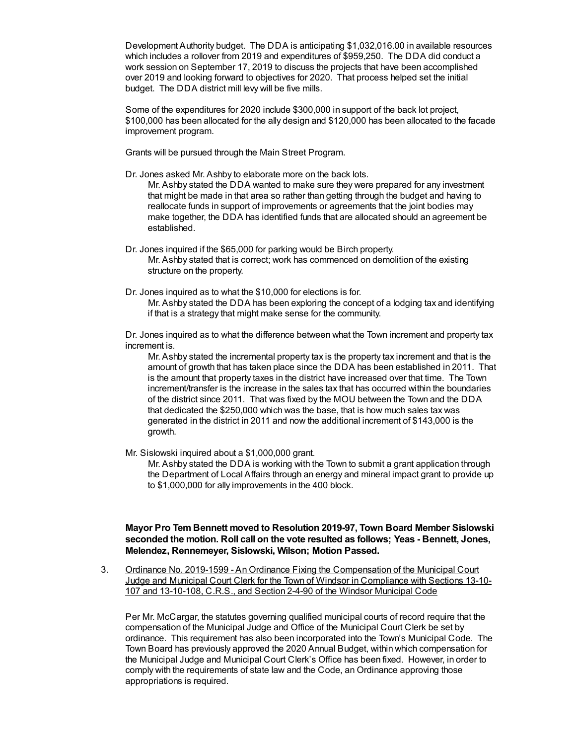Development Authority budget. The DDA is anticipating $1,032,016.00 in available resources which includes a rollover from 2019 and expenditures of $959,250. The DDA did conduct a work session on September 17, 2019 to discuss the projects that have been accomplished over 2019 and looking forward to objectives for 2020. That process helped set the initial budget. The DDA district mill levy will be five mills.

Some of the expenditures for 2020 include $300,000 in support of the back lot project, $100,000 has been allocated for the ally design and $120,000 has been allocated to the facade improvement program.

Grants will be pursued through the Main Street Program.

Dr. Jones asked Mr. Ashby to elaborate more on the back lots.

> Mr. Ashby stated the DDA wanted to make sure they were prepared for any investment that might be made in that area so rather than getting through the budget and having to reallocate funds in support of improvements or agreements that the joint bodies may make together, the DDA has identified funds that are allocated should an agreement be established.

Dr. Jones inquired if the $65,000 for parking would be Birch property.

> Mr. Ashby stated that is correct; work has commenced on demolition of the existing structure on the property.

Dr. Jones inquired as to what the $10,000 for elections is for.

> Mr. Ashby stated the DDA has been exploring the concept of a lodging tax and identifying if that is a strategy that might make sense for the community.

Dr. Jones inquired as to what the difference between what the Town increment and property tax increment is.

> Mr. Ashby stated the incremental property tax is the property tax increment and that is the amount of growth that has taken place since the DDA has been established in 2011. That is the amount that property taxes in the district have increased over that time. The Town increment/transfer is the increase in the sales tax that has occurred within the boundaries of the district since 2011. That was fixed by the MOU between the Town and the DDA that dedicated the $250,000 which was the base, that is how much sales tax was generated in the district in 2011 and now the additional increment of $143,000 is the growth.

Mr. Sislowski inquired about a $1,000,000 grant.

> Mr. Ashby stated the DDA is working with the Town to submit a grant application through the Department of Local Affairs through an energy and mineral impact grant to provide up to $1,000,000 for ally improvements in the 400 block.

**Mayor Pro Tem Bennett moved to Resolution 2019-97, Town Board Member Sislowski seconded the motion. Roll call on the vote resulted as follows; Yeas - Bennett, Jones, Melendez, Rennemeyer, Sislowski, Wilson; Motion Passed.**

3. Ordinance No. 2019-1599 - An Ordinance Fixing the Compensation of the Municipal Court Judge and Municipal Court Clerk for the Town of Windsor in Compliance with Sections 13-10-107 and 13-10-108, C.R.S., and Section 2-4-90 of the Windsor Municipal Code

   Per Mr. McCargar, the statutes governing qualified municipal courts of record require that the compensation of the Municipal Judge and Office of the Municipal Court Clerk be set by ordinance. This requirement has also been incorporated into the Town's Municipal Code. The Town Board has previously approved the 2020 Annual Budget, within which compensation for the Municipal Judge and Municipal Court Clerk's Office has been fixed. However, in order to comply with the requirements of state law and the Code, an Ordinance approving those appropriations is required.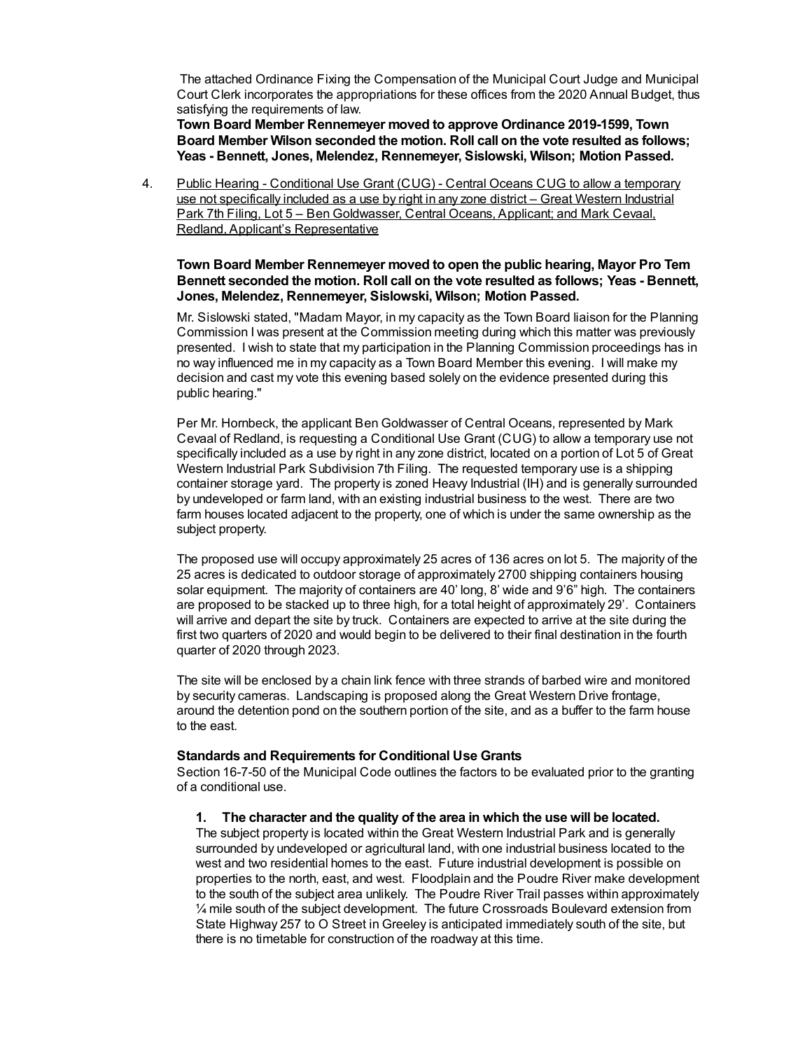The attached Ordinance Fixing the Compensation of the Municipal Court Judge and Municipal Court Clerk incorporates the appropriations for these offices from the 2020 Annual Budget, thus satisfying the requirements of law.

**Town Board Member Rennemeyer moved to approve Ordinance 2019-1599, Town Board Member Wilson seconded the motion. Roll call on the vote resulted as follows; Yeas - Bennett, Jones, Melendez, Rennemeyer, Sislowski, Wilson; Motion Passed.**

4. Public Hearing - Conditional Use Grant (CUG) - Central Oceans CUG to allow a temporary use not specifically included as a use by right in any zone district – Great Western Industrial Park 7th Filing, Lot 5 – Ben Goldwasser, Central Oceans, Applicant; and Mark Cevaal, Redland, Applicant's Representative

   **Town Board Member Rennemeyer moved to open the public hearing, Mayor Pro Tem Bennett seconded the motion. Roll call on the vote resulted as follows; Yeas - Bennett, Jones, Melendez, Rennemeyer, Sislowski, Wilson; Motion Passed.**

   Mr. Sislowski stated, "Madam Mayor, in my capacity as the Town Board liaison for the Planning Commission I was present at the Commission meeting during which this matter was previously presented. I wish to state that my participation in the Planning Commission proceedings has in no way influenced me in my capacity as a Town Board Member this evening. I will make my decision and cast my vote this evening based solely on the evidence presented during this public hearing."

   Per Mr. Hornbeck, the applicant Ben Goldwasser of Central Oceans, represented by Mark Cevaal of Redland, is requesting a Conditional Use Grant (CUG) to allow a temporary use not specifically included as a use by right in any zone district, located on a portion of Lot 5 of Great Western Industrial Park Subdivision 7th Filing. The requested temporary use is a shipping container storage yard. The property is zoned Heavy Industrial (IH) and is generally surrounded by undeveloped or farm land, with an existing industrial business to the west. There are two farm houses located adjacent to the property, one of which is under the same ownership as the subject property.

   The proposed use will occupy approximately 25 acres of 136 acres on lot 5. The majority of the 25 acres is dedicated to outdoor storage of approximately 2700 shipping containers housing solar equipment. The majority of containers are 40' long, 8' wide and 9'6" high. The containers are proposed to be stacked up to three high, for a total height of approximately 29'. Containers will arrive and depart the site by truck. Containers are expected to arrive at the site during the first two quarters of 2020 and would begin to be delivered to their final destination in the fourth quarter of 2020 through 2023.

   The site will be enclosed by a chain link fence with three strands of barbed wire and monitored by security cameras. Landscaping is proposed along the Great Western Drive frontage, around the detention pond on the southern portion of the site, and as a buffer to the farm house to the east.

   **Standards and Requirements for Conditional Use Grants**

   Section 16-7-50 of the Municipal Code outlines the factors to be evaluated prior to the granting of a conditional use.

   **1. The character and the quality of the area in which the use will be located.**

   The subject property is located within the Great Western Industrial Park and is generally surrounded by undeveloped or agricultural land, with one industrial business located to the west and two residential homes to the east. Future industrial development is possible on properties to the north, east, and west. Floodplain and the Poudre River make development to the south of the subject area unlikely. The Poudre River Trail passes within approximately ¼ mile south of the subject development. The future Crossroads Boulevard extension from State Highway 257 to O Street in Greeley is anticipated immediately south of the site, but there is no timetable for construction of the roadway at this time.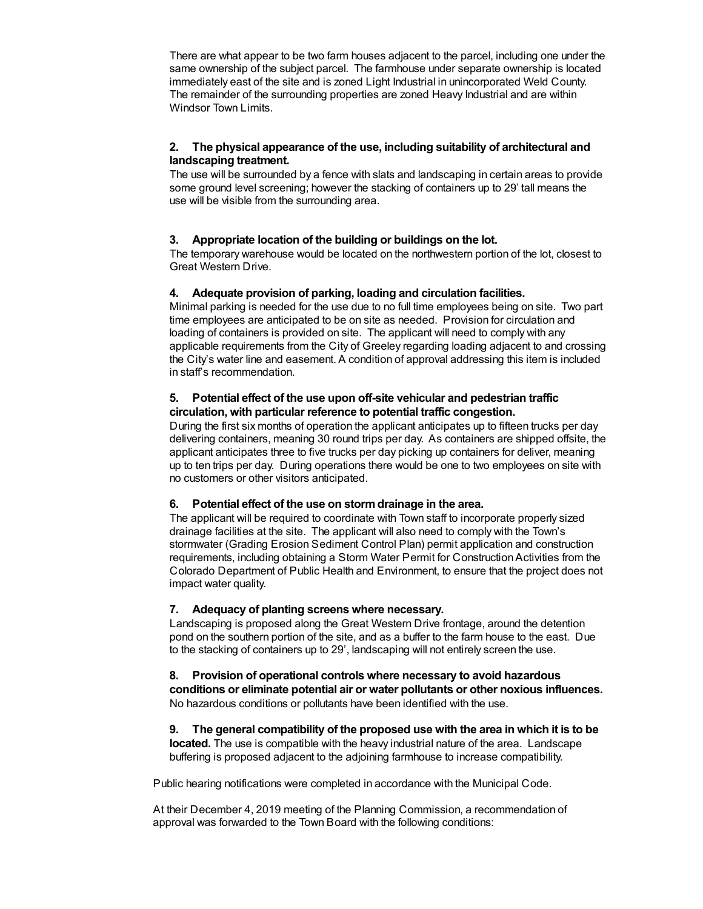There are what appear to be two farm houses adjacent to the parcel, including one under the same ownership of the subject parcel. The farmhouse under separate ownership is located immediately east of the site and is zoned Light Industrial in unincorporated Weld County. The remainder of the surrounding properties are zoned Heavy Industrial and are within Windsor Town Limits.

**2. The physical appearance of the use, including suitability of architectural and landscaping treatment.**
The use will be surrounded by a fence with slats and landscaping in certain areas to provide some ground level screening; however the stacking of containers up to 29' tall means the use will be visible from the surrounding area.

**3. Appropriate location of the building or buildings on the lot.**
The temporary warehouse would be located on the northwestern portion of the lot, closest to Great Western Drive.

**4. Adequate provision of parking, loading and circulation facilities.**
Minimal parking is needed for the use due to no full time employees being on site. Two part time employees are anticipated to be on site as needed. Provision for circulation and loading of containers is provided on site. The applicant will need to comply with any applicable requirements from the City of Greeley regarding loading adjacent to and crossing the City's water line and easement. A condition of approval addressing this item is included in staff's recommendation.

**5. Potential effect of the use upon off-site vehicular and pedestrian traffic circulation, with particular reference to potential traffic congestion.**
During the first six months of operation the applicant anticipates up to fifteen trucks per day delivering containers, meaning 30 round trips per day. As containers are shipped offsite, the applicant anticipates three to five trucks per day picking up containers for deliver, meaning up to ten trips per day. During operations there would be one to two employees on site with no customers or other visitors anticipated.

**6. Potential effect of the use on storm drainage in the area.**
The applicant will be required to coordinate with Town staff to incorporate properly sized drainage facilities at the site. The applicant will also need to comply with the Town's stormwater (Grading Erosion Sediment Control Plan) permit application and construction requirements, including obtaining a Storm Water Permit for Construction Activities from the Colorado Department of Public Health and Environment, to ensure that the project does not impact water quality.

**7. Adequacy of planting screens where necessary.**
Landscaping is proposed along the Great Western Drive frontage, around the detention pond on the southern portion of the site, and as a buffer to the farm house to the east. Due to the stacking of containers up to 29', landscaping will not entirely screen the use.

**8. Provision of operational controls where necessary to avoid hazardous conditions or eliminate potential air or water pollutants or other noxious influences.**
No hazardous conditions or pollutants have been identified with the use.

**9. The general compatibility of the proposed use with the area in which it is to be located.** The use is compatible with the heavy industrial nature of the area. Landscape buffering is proposed adjacent to the adjoining farmhouse to increase compatibility.

Public hearing notifications were completed in accordance with the Municipal Code.

At their December 4, 2019 meeting of the Planning Commission, a recommendation of approval was forwarded to the Town Board with the following conditions: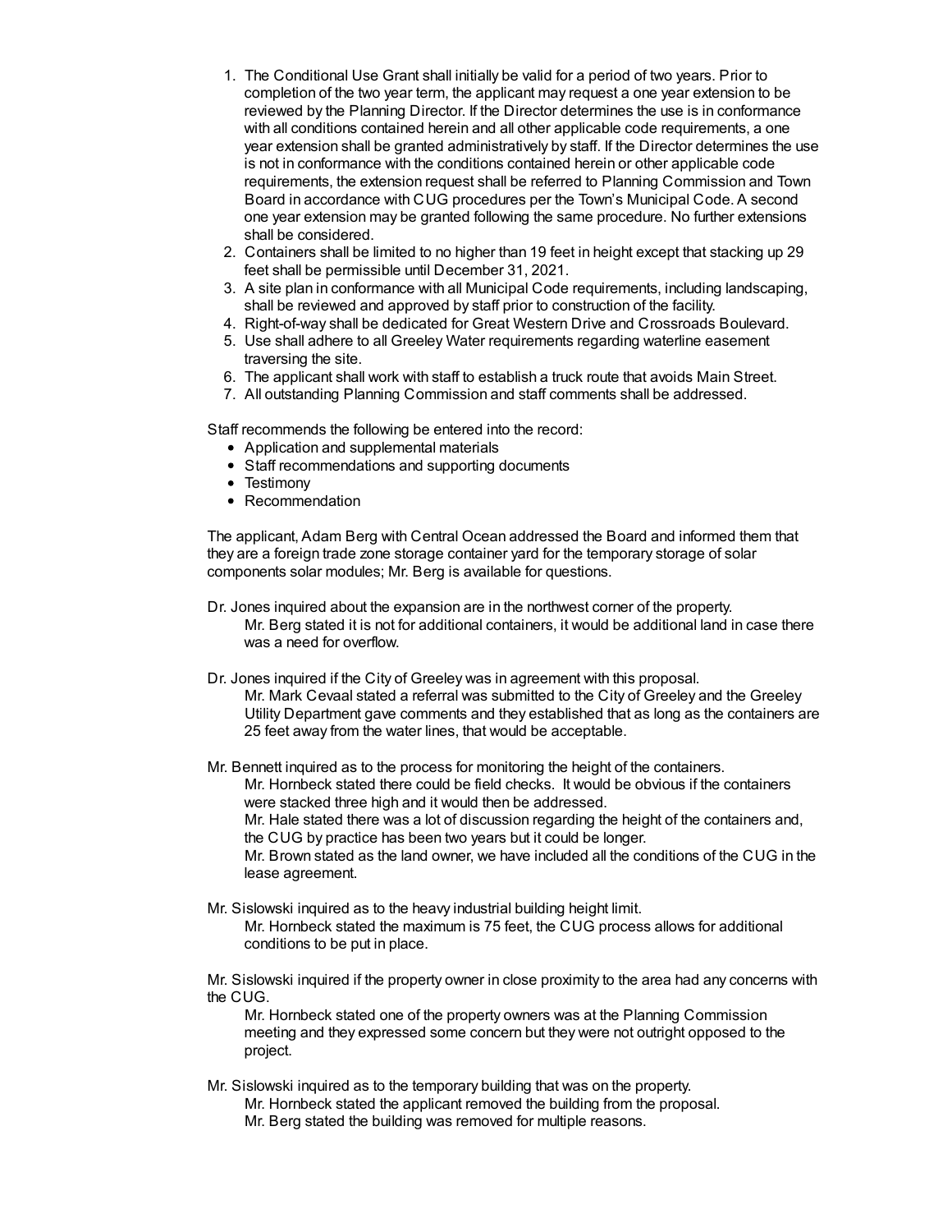1. The Conditional Use Grant shall initially be valid for a period of two years. Prior to completion of the two year term, the applicant may request a one year extension to be reviewed by the Planning Director. If the Director determines the use is in conformance with all conditions contained herein and all other applicable code requirements, a one year extension shall be granted administratively by staff. If the Director determines the use is not in conformance with the conditions contained herein or other applicable code requirements, the extension request shall be referred to Planning Commission and Town Board in accordance with CUG procedures per the Town's Municipal Code. A second one year extension may be granted following the same procedure. No further extensions shall be considered.
2. Containers shall be limited to no higher than 19 feet in height except that stacking up 29 feet shall be permissible until December 31, 2021.
3. A site plan in conformance with all Municipal Code requirements, including landscaping, shall be reviewed and approved by staff prior to construction of the facility.
4. Right-of-way shall be dedicated for Great Western Drive and Crossroads Boulevard.
5. Use shall adhere to all Greeley Water requirements regarding waterline easement traversing the site.
6. The applicant shall work with staff to establish a truck route that avoids Main Street.
7. All outstanding Planning Commission and staff comments shall be addressed.

Staff recommends the following be entered into the record:

- Application and supplemental materials
- Staff recommendations and supporting documents
- Testimony
- Recommendation

The applicant, Adam Berg with Central Ocean addressed the Board and informed them that they are a foreign trade zone storage container yard for the temporary storage of solar components solar modules; Mr. Berg is available for questions.

Dr. Jones inquired about the expansion are in the northwest corner of the property.
Mr. Berg stated it is not for additional containers, it would be additional land in case there was a need for overflow.

Dr. Jones inquired if the City of Greeley was in agreement with this proposal.
Mr. Mark Cevaal stated a referral was submitted to the City of Greeley and the Greeley Utility Department gave comments and they established that as long as the containers are 25 feet away from the water lines, that would be acceptable.

Mr. Bennett inquired as to the process for monitoring the height of the containers.
Mr. Hornbeck stated there could be field checks. It would be obvious if the containers were stacked three high and it would then be addressed.
Mr. Hale stated there was a lot of discussion regarding the height of the containers and, the CUG by practice has been two years but it could be longer.
Mr. Brown stated as the land owner, we have included all the conditions of the CUG in the lease agreement.

Mr. Sislowski inquired as to the heavy industrial building height limit.
Mr. Hornbeck stated the maximum is 75 feet, the CUG process allows for additional conditions to be put in place.

Mr. Sislowski inquired if the property owner in close proximity to the area had any concerns with the CUG.
Mr. Hornbeck stated one of the property owners was at the Planning Commission meeting and they expressed some concern but they were not outright opposed to the project.

Mr. Sislowski inquired as to the temporary building that was on the property.
Mr. Hornbeck stated the applicant removed the building from the proposal.
Mr. Berg stated the building was removed for multiple reasons.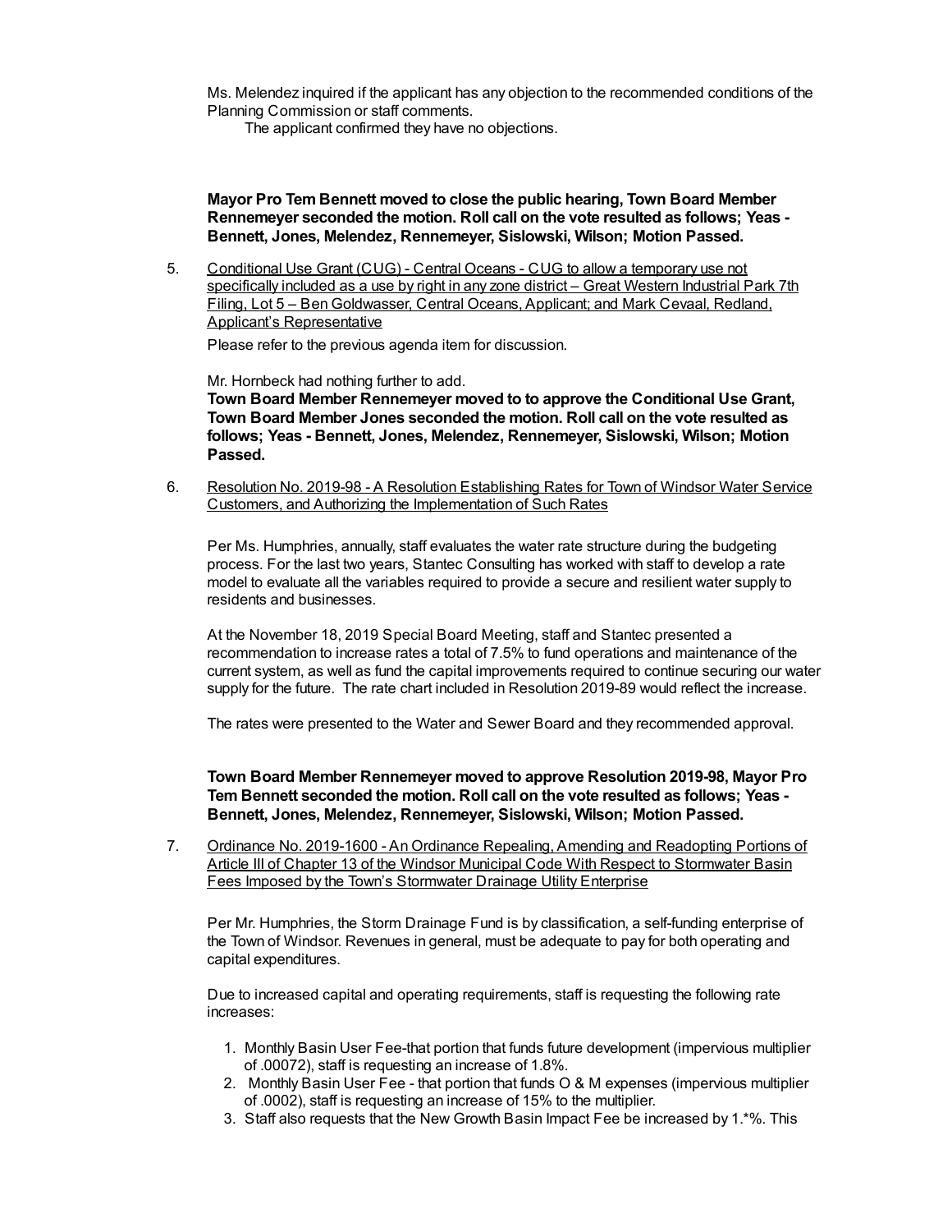Ms. Melendez inquired if the applicant has any objection to the recommended conditions of the Planning Commission or staff comments.

The applicant confirmed they have no objections.

**Mayor Pro Tem Bennett moved to close the public hearing, Town Board Member Rennemeyer seconded the motion. Roll call on the vote resulted as follows; Yeas - Bennett, Jones, Melendez, Rennemeyer, Sislowski, Wilson; Motion Passed.**

5. Conditional Use Grant (CUG) - Central Oceans - CUG to allow a temporary use not specifically included as a use by right in any zone district – Great Western Industrial Park 7th Filing, Lot 5 – Ben Goldwasser, Central Oceans, Applicant; and Mark Cevaal, Redland, Applicant's Representative

   Please refer to the previous agenda item for discussion.

   Mr. Hornbeck had nothing further to add.

   **Town Board Member Rennemeyer moved to to approve the Conditional Use Grant, Town Board Member Jones seconded the motion. Roll call on the vote resulted as follows; Yeas - Bennett, Jones, Melendez, Rennemeyer, Sislowski, Wilson; Motion Passed.**

6. Resolution No. 2019-98 - A Resolution Establishing Rates for Town of Windsor Water Service Customers, and Authorizing the Implementation of Such Rates

   Per Ms. Humphries, annually, staff evaluates the water rate structure during the budgeting process. For the last two years, Stantec Consulting has worked with staff to develop a rate model to evaluate all the variables required to provide a secure and resilient water supply to residents and businesses.

   At the November 18, 2019 Special Board Meeting, staff and Stantec presented a recommendation to increase rates a total of 7.5% to fund operations and maintenance of the current system, as well as fund the capital improvements required to continue securing our water supply for the future. The rate chart included in Resolution 2019-89 would reflect the increase.

   The rates were presented to the Water and Sewer Board and they recommended approval.

   **Town Board Member Rennemeyer moved to approve Resolution 2019-98, Mayor Pro Tem Bennett seconded the motion. Roll call on the vote resulted as follows; Yeas - Bennett, Jones, Melendez, Rennemeyer, Sislowski, Wilson; Motion Passed.**

7. Ordinance No. 2019-1600 - An Ordinance Repealing, Amending and Readopting Portions of Article III of Chapter 13 of the Windsor Municipal Code With Respect to Stormwater Basin Fees Imposed by the Town's Stormwater Drainage Utility Enterprise

   Per Mr. Humphries, the Storm Drainage Fund is by classification, a self-funding enterprise of the Town of Windsor. Revenues in general, must be adequate to pay for both operating and capital expenditures.

   Due to increased capital and operating requirements, staff is requesting the following rate increases:

   1. Monthly Basin User Fee-that portion that funds future development (impervious multiplier of .00072), staff is requesting an increase of 1.8%.
   2. Monthly Basin User Fee - that portion that funds O & M expenses (impervious multiplier of .0002), staff is requesting an increase of 15% to the multiplier.
   3. Staff also requests that the New Growth Basin Impact Fee be increased by 1.*%. This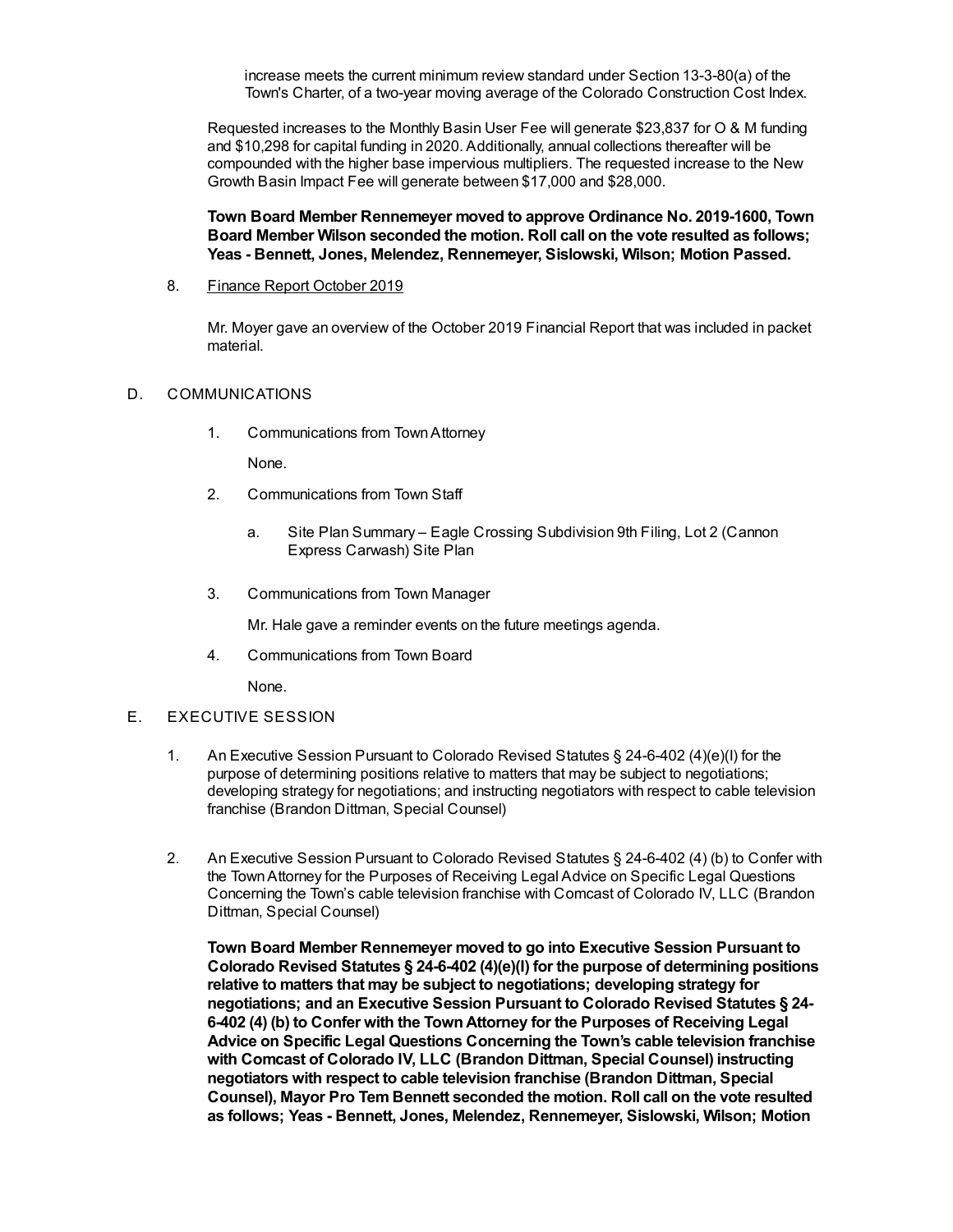increase meets the current minimum review standard under Section 13-3-80(a) of the Town's Charter, of a two-year moving average of the Colorado Construction Cost Index.

Requested increases to the Monthly Basin User Fee will generate $23,837 for O & M funding and $10,298 for capital funding in 2020. Additionally, annual collections thereafter will be compounded with the higher base impervious multipliers. The requested increase to the New Growth Basin Impact Fee will generate between $17,000 and $28,000.

**Town Board Member Rennemeyer moved to approve Ordinance No. 2019-1600, Town Board Member Wilson seconded the motion. Roll call on the vote resulted as follows; Yeas - Bennett, Jones, Melendez, Rennemeyer, Sislowski, Wilson; Motion Passed.**

8. Finance Report October 2019

   Mr. Moyer gave an overview of the October 2019 Financial Report that was included in packet material.

D. COMMUNICATIONS

1. Communications from Town Attorney

   None.

2. Communications from Town Staff

   a. Site Plan Summary – Eagle Crossing Subdivision 9th Filing, Lot 2 (Cannon Express Carwash) Site Plan

3. Communications from Town Manager

   Mr. Hale gave a reminder events on the future meetings agenda.

4. Communications from Town Board

   None.

E. EXECUTIVE SESSION

1. An Executive Session Pursuant to Colorado Revised Statutes § 24-6-402 (4)(e)(I) for the purpose of determining positions relative to matters that may be subject to negotiations; developing strategy for negotiations; and instructing negotiators with respect to cable television franchise (Brandon Dittman, Special Counsel)

2. An Executive Session Pursuant to Colorado Revised Statutes § 24-6-402 (4) (b) to Confer with the Town Attorney for the Purposes of Receiving Legal Advice on Specific Legal Questions Concerning the Town's cable television franchise with Comcast of Colorado IV, LLC (Brandon Dittman, Special Counsel)

   **Town Board Member Rennemeyer moved to go into Executive Session Pursuant to Colorado Revised Statutes § 24-6-402 (4)(e)(I) for the purpose of determining positions relative to matters that may be subject to negotiations; developing strategy for negotiations; and an Executive Session Pursuant to Colorado Revised Statutes § 24-6-402 (4) (b) to Confer with the Town Attorney for the Purposes of Receiving Legal Advice on Specific Legal Questions Concerning the Town's cable television franchise with Comcast of Colorado IV, LLC (Brandon Dittman, Special Counsel) instructing negotiators with respect to cable television franchise (Brandon Dittman, Special Counsel), Mayor Pro Tem Bennett seconded the motion. Roll call on the vote resulted as follows; Yeas - Bennett, Jones, Melendez, Rennemeyer, Sislowski, Wilson; Motion**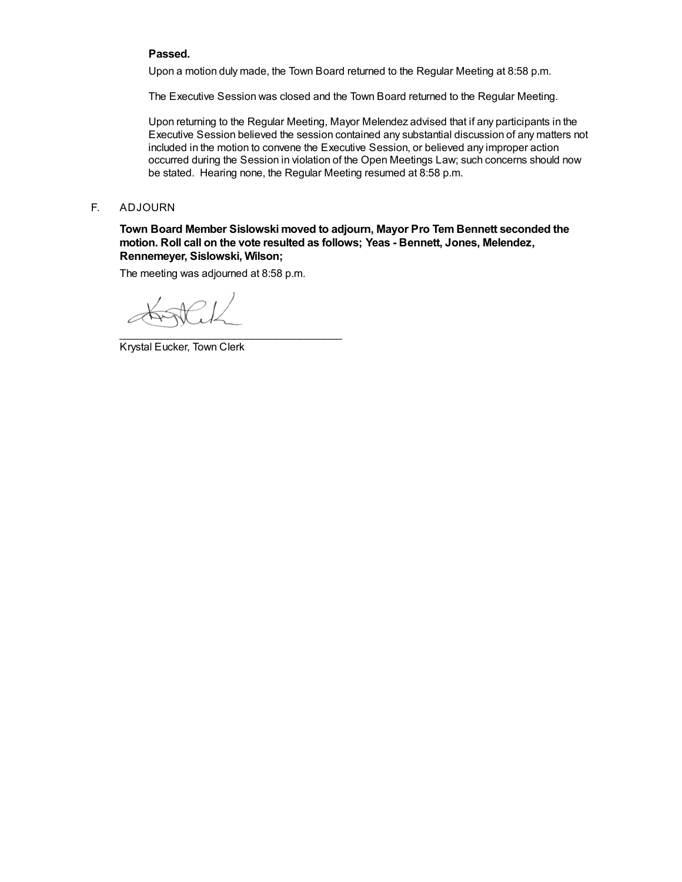**Passed.**

Upon a motion duly made, the Town Board returned to the Regular Meeting at 8:58 p.m.

The Executive Session was closed and the Town Board returned to the Regular Meeting.

Upon returning to the Regular Meeting, Mayor Melendez advised that if any participants in the Executive Session believed the session contained any substantial discussion of any matters not included in the motion to convene the Executive Session, or believed any improper action occurred during the Session in violation of the Open Meetings Law; such concerns should now be stated. Hearing none, the Regular Meeting resumed at 8:58 p.m.

F. ADJOURN

**Town Board Member Sislowski moved to adjourn, Mayor Pro Tem Bennett seconded the motion. Roll call on the vote resulted as follows; Yeas - Bennett, Jones, Melendez, Rennemeyer, Sislowski, Wilson;**

The meeting was adjourned at 8:58 p.m.

\_\_\_\_\_\_\_\_\_\_\_\_\_\_\_\_\_\_\_\_\_\_\_\_\_\_\_\_\_\_\_\_\_\_\_\_\_\_

Krystal Eucker, Town Clerk